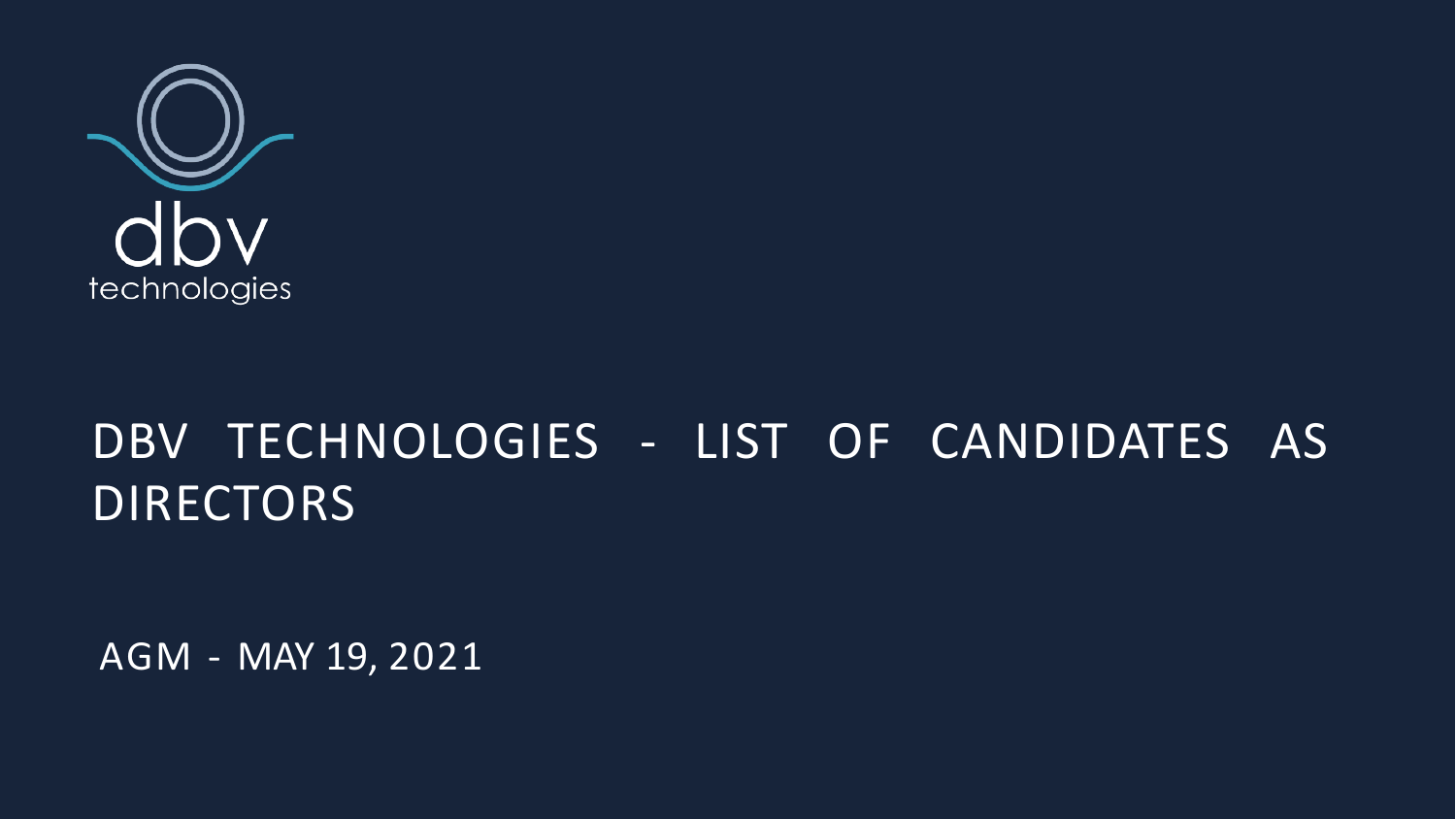dbv technologies

# DBV TECHNOLOGIES - LIST OF CANDIDATES AS DIRECTORS

AGM - MAY 19, 2021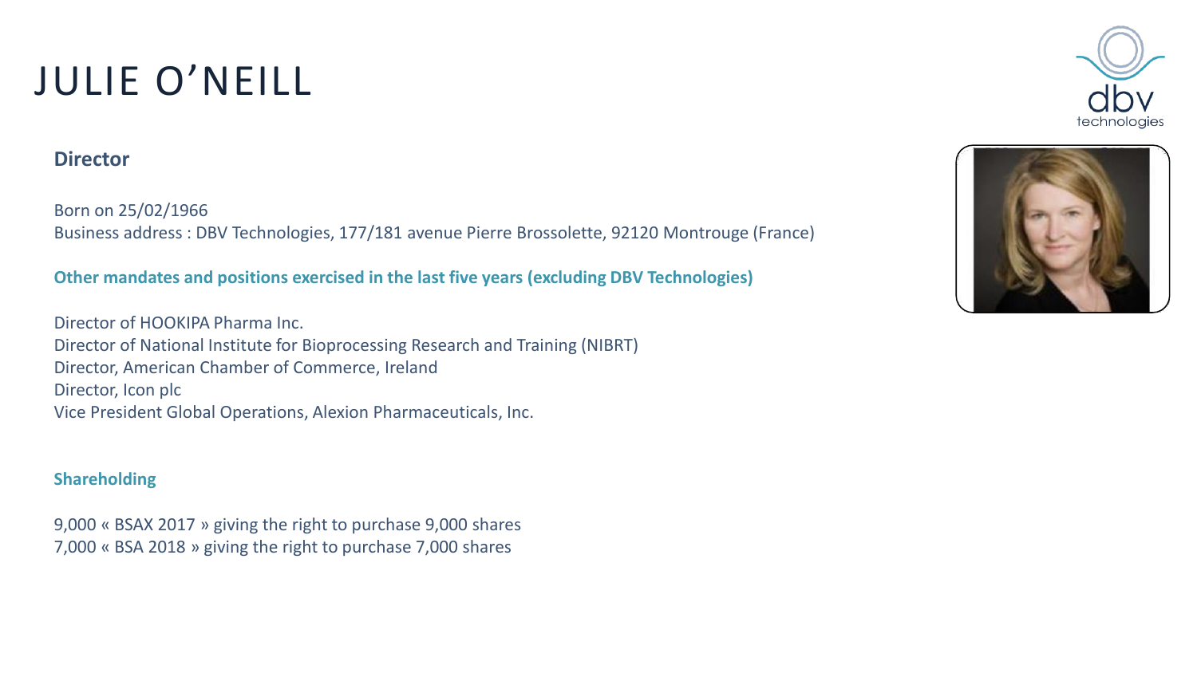# JULIE O'NEILL

**Director**

Born on 25/02/1966
Business address : DBV Technologies, 177/181 avenue Pierre Brossolette, 92120 Montrouge (France)

**Other mandates and positions exercised in the last five years (excluding DBV Technologies)**

Director of HOOKIPA Pharma Inc.
Director of National Institute for Bioprocessing Research and Training (NIBRT)
Director, American Chamber of Commerce, Ireland
Director, Icon plc
Vice President Global Operations, Alexion Pharmaceuticals, Inc.

**Shareholding**

9,000 « BSAX 2017 » giving the right to purchase 9,000 shares
7,000 « BSA 2018 » giving the right to purchase 7,000 shares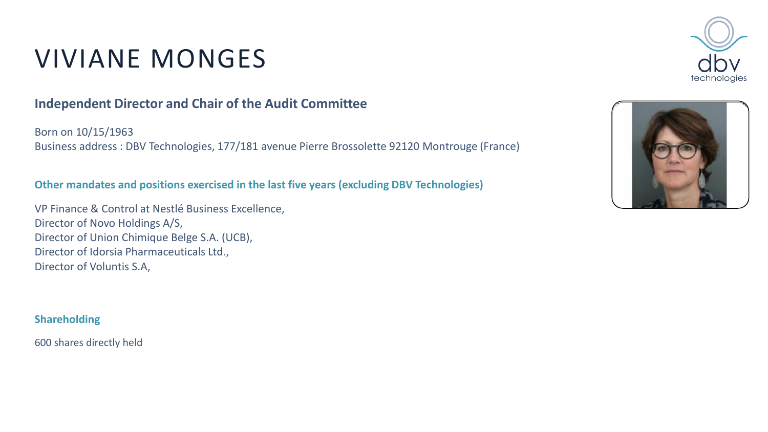# VIVIANE MONGES

## Independent Director and Chair of the Audit Committee

Born on 10/15/1963
Business address : DBV Technologies, 177/181 avenue Pierre Brossolette 92120 Montrouge (France)

### Other mandates and positions exercised in the last five years (excluding DBV Technologies)

VP Finance & Control at Nestlé Business Excellence,
Director of Novo Holdings A/S,
Director of Union Chimique Belge S.A. (UCB),
Director of Idorsia Pharmaceuticals Ltd.,
Director of Voluntis S.A,

### Shareholding

600 shares directly held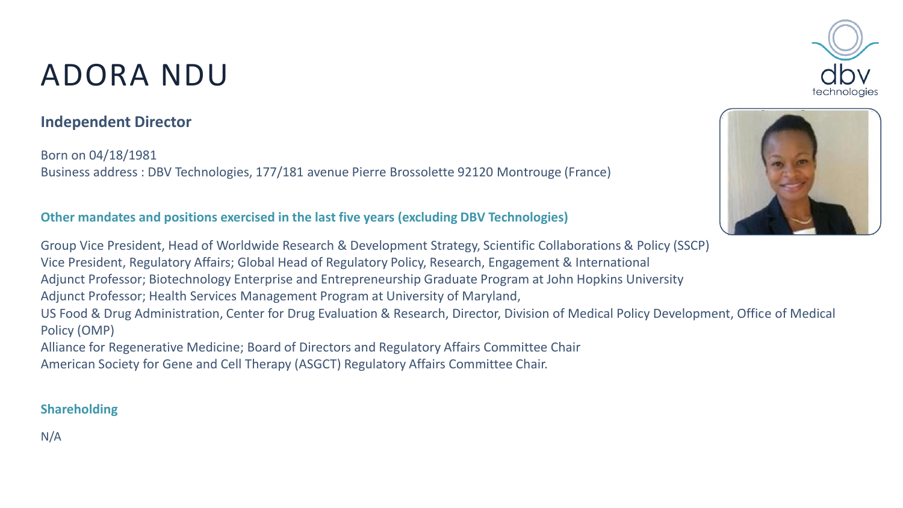# ADORA NDU

**Independent Director**

Born on 04/18/1981
Business address : DBV Technologies, 177/181 avenue Pierre Brossolette 92120 Montrouge (France)

### Other mandates and positions exercised in the last five years (excluding DBV Technologies)

Group Vice President, Head of Worldwide Research & Development Strategy, Scientific Collaborations & Policy (SSCP)
Vice President, Regulatory Affairs; Global Head of Regulatory Policy, Research, Engagement & International
Adjunct Professor; Biotechnology Enterprise and Entrepreneurship Graduate Program at John Hopkins University
Adjunct Professor; Health Services Management Program at University of Maryland,
US Food & Drug Administration, Center for Drug Evaluation & Research, Director, Division of Medical Policy Development, Office of Medical Policy (OMP)
Alliance for Regenerative Medicine; Board of Directors and Regulatory Affairs Committee Chair
American Society for Gene and Cell Therapy (ASGCT) Regulatory Affairs Committee Chair.

### Shareholding

N/A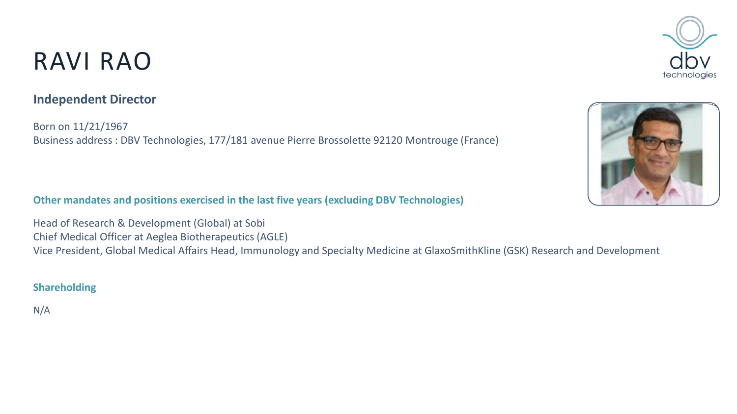# RAVI RAO

## Independent Director

Born on 11/21/1967
Business address : DBV Technologies, 177/181 avenue Pierre Brossolette 92120 Montrouge (France)

### Other mandates and positions exercised in the last five years (excluding DBV Technologies)

Head of Research & Development (Global) at Sobi
Chief Medical Officer at Aeglea Biotherapeutics (AGLE)
Vice President, Global Medical Affairs Head, Immunology and Specialty Medicine at GlaxoSmithKline (GSK) Research and Development

### Shareholding

N/A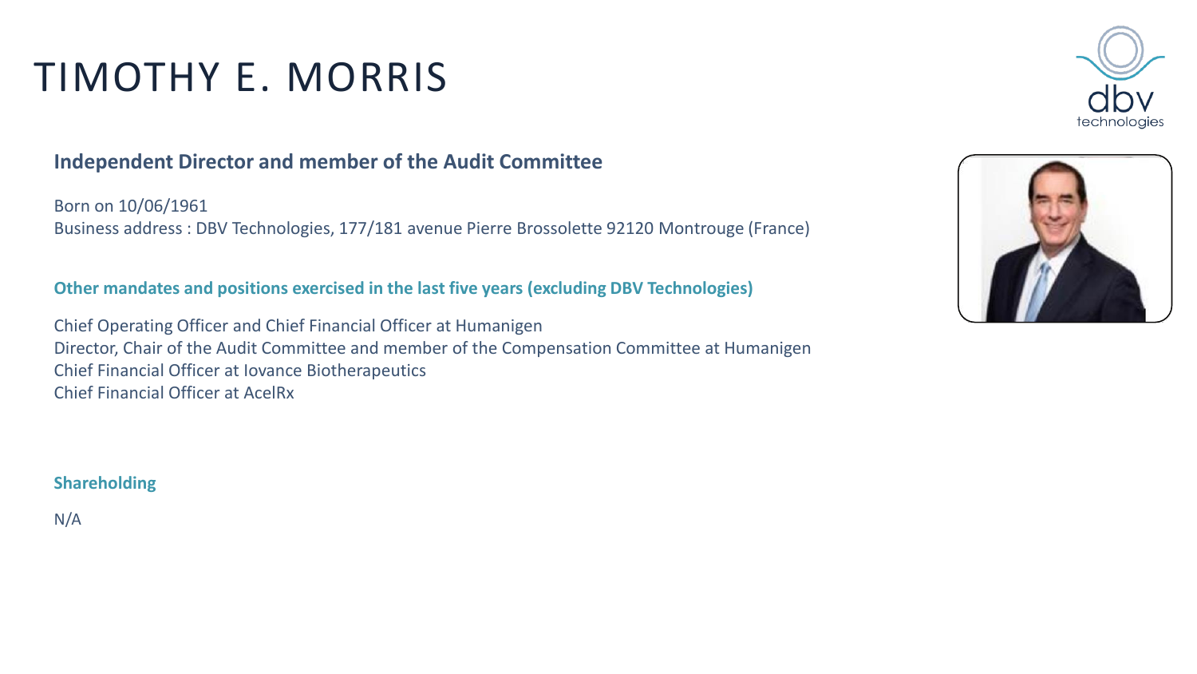# TIMOTHY E. MORRIS

## Independent Director and member of the Audit Committee

Born on 10/06/1961
Business address : DBV Technologies, 177/181 avenue Pierre Brossolette 92120 Montrouge (France)

### Other mandates and positions exercised in the last five years (excluding DBV Technologies)

Chief Operating Officer and Chief Financial Officer at Humanigen
Director, Chair of the Audit Committee and member of the Compensation Committee at Humanigen
Chief Financial Officer at Iovance Biotherapeutics
Chief Financial Officer at AcelRx

### Shareholding

N/A